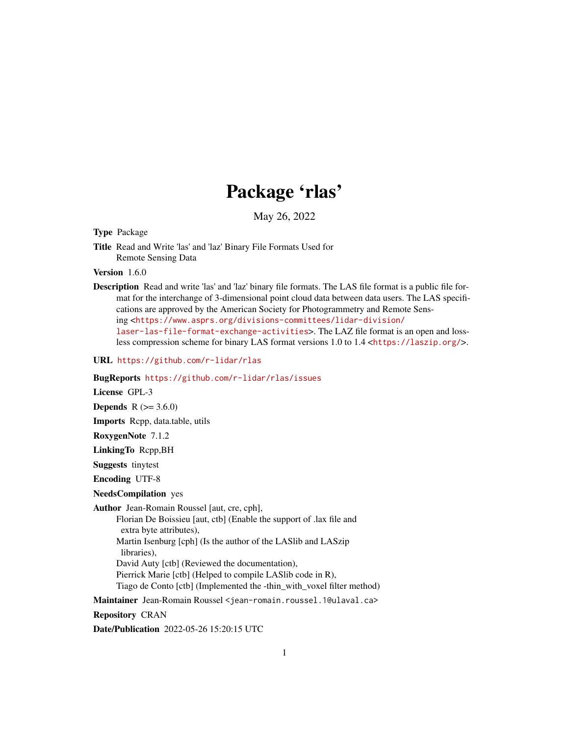# Package 'rlas'

May 26, 2022

**Type** Package

**Title** Read and Write 'las' and 'laz' Binary File Formats Used for Remote Sensing Data

**Version** 1.6.0

**Description** Read and write 'las' and 'laz' binary file formats. The LAS file format is a public file format for the interchange of 3-dimensional point cloud data between data users. The LAS specifications are approved by the American Society for Photogrammetry and Remote Sensing <https://www.asprs.org/divisions-committees/lidar-division/laser-las-file-format-exchange-activities>. The LAZ file format is an open and lossless compression scheme for binary LAS format versions 1.0 to 1.4 <https://laszip.org/>.

**URL** https://github.com/r-lidar/rlas

**BugReports** https://github.com/r-lidar/rlas/issues

**License** GPL-3

**Depends** R (>= 3.6.0)

**Imports** Rcpp, data.table, utils

**RoxygenNote** 7.1.2

**LinkingTo** Rcpp,BH

**Suggests** tinytest

**Encoding** UTF-8

**NeedsCompilation** yes

**Author** Jean-Romain Roussel [aut, cre, cph],
Florian De Boissieu [aut, ctb] (Enable the support of .lax file and extra byte attributes),
Martin Isenburg [cph] (Is the author of the LASlib and LASzip libraries),
David Auty [ctb] (Reviewed the documentation),
Pierrick Marie [ctb] (Helped to compile LASlib code in R),
Tiago de Conto [ctb] (Implemented the -thin_with_voxel filter method)

**Maintainer** Jean-Romain Roussel <jean-romain.roussel.1@ulaval.ca>

**Repository** CRAN

**Date/Publication** 2022-05-26 15:20:15 UTC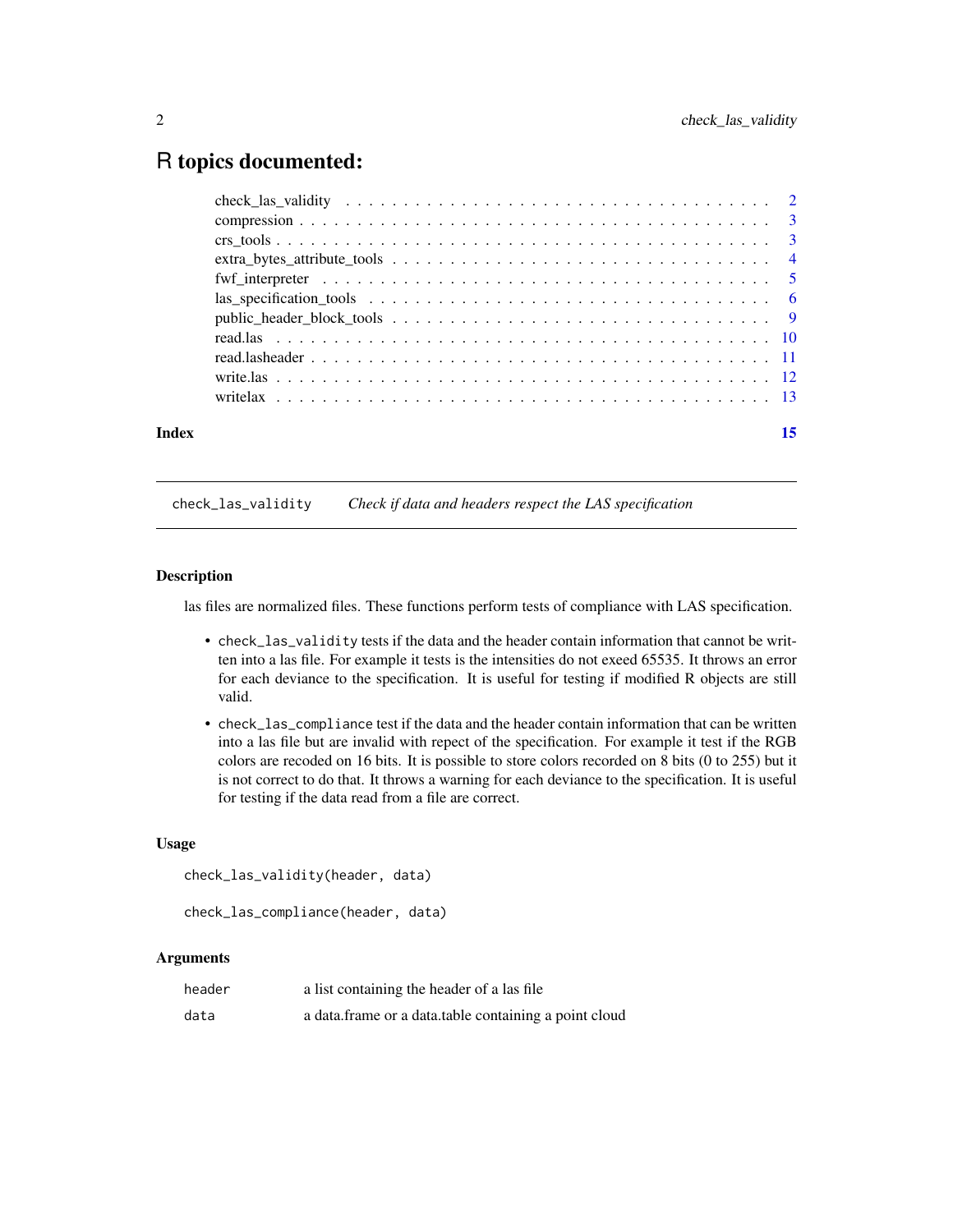# R topics documented:

check_las_validity . . . . . . . . . . . . . . . . . . . . . . . . . . . . . . . . . . 2
compression . . . . . . . . . . . . . . . . . . . . . . . . . . . . . . . . . . . . . 3
crs_tools . . . . . . . . . . . . . . . . . . . . . . . . . . . . . . . . . . . . . . 3
extra_bytes_attribute_tools . . . . . . . . . . . . . . . . . . . . . . . . . . . . 4
fwf_interpreter . . . . . . . . . . . . . . . . . . . . . . . . . . . . . . . . . . 5
las_specification_tools . . . . . . . . . . . . . . . . . . . . . . . . . . . . . . 6
public_header_block_tools . . . . . . . . . . . . . . . . . . . . . . . . . . . . 9
read.las . . . . . . . . . . . . . . . . . . . . . . . . . . . . . . . . . . . . . . 10
read.lasheader . . . . . . . . . . . . . . . . . . . . . . . . . . . . . . . . . . . 11
write.las . . . . . . . . . . . . . . . . . . . . . . . . . . . . . . . . . . . . . . 12
writelax . . . . . . . . . . . . . . . . . . . . . . . . . . . . . . . . . . . . . . 13

**Index** **15**

---

## check_las_validity — *Check if data and headers respect the LAS specification*

### Description

las files are normalized files. These functions perform tests of compliance with LAS specification.

- `check_las_validity` tests if the data and the header contain information that cannot be written into a las file. For example it tests is the intensities do not exeed 65535. It throws an error for each deviance to the specification. It is useful for testing if modified R objects are still valid.
- `check_las_compliance` test if the data and the header contain information that can be written into a las file but are invalid with repect of the specification. For example it test if the RGB colors are recoded on 16 bits. It is possible to store colors recorded on 8 bits (0 to 255) but it is not correct to do that. It throws a warning for each deviance to the specification. It is useful for testing if the data read from a file are correct.

### Usage

```
check_las_validity(header, data)

check_las_compliance(header, data)
```

### Arguments

| | |
|---|---|
| `header` | a list containing the header of a las file |
| `data` | a data.frame or a data.table containing a point cloud |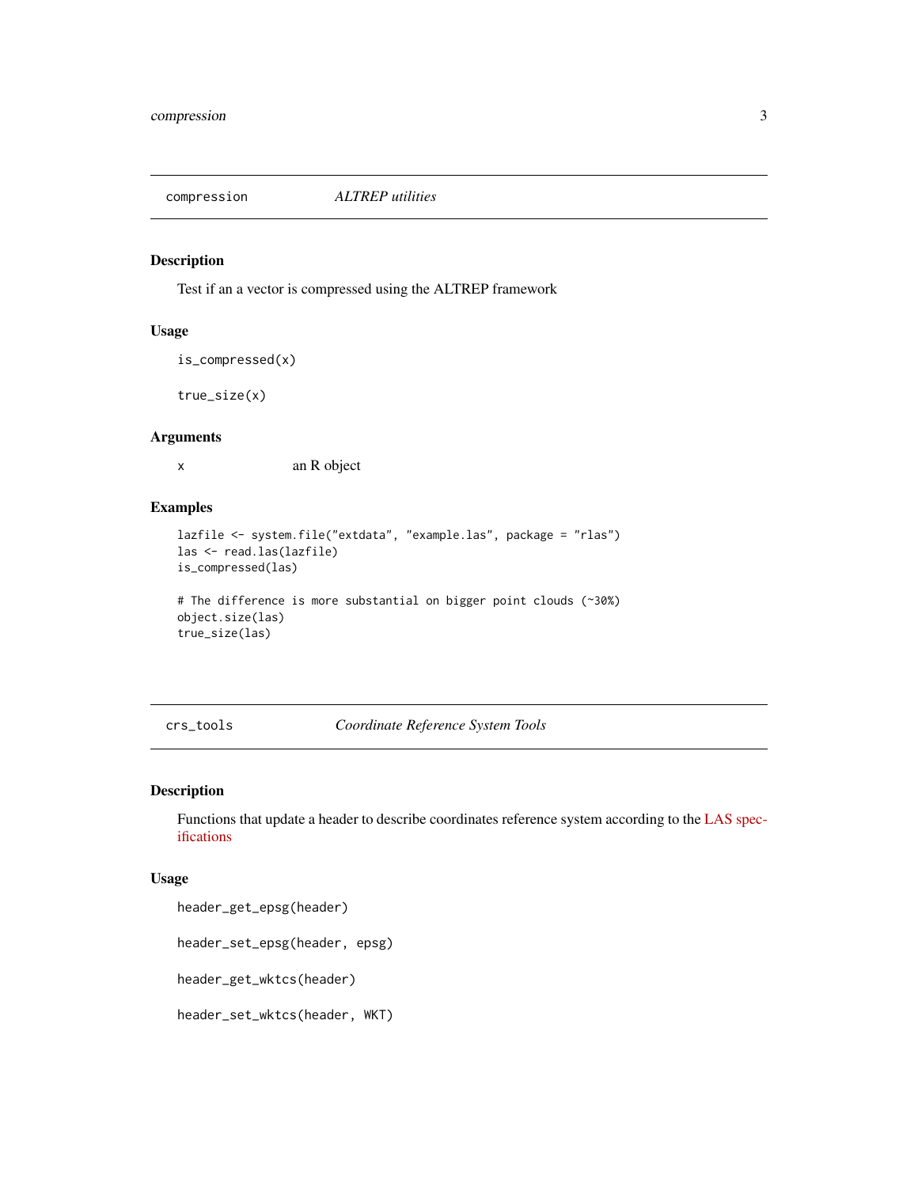## compression — *ALTREP utilities*

### Description

Test if an a vector is compressed using the ALTREP framework

### Usage

```
is_compressed(x)

true_size(x)
```

### Arguments

| | |
|---|---|
| x | an R object |

### Examples

```
lazfile <- system.file("extdata", "example.las", package = "rlas")
las <- read.las(lazfile)
is_compressed(las)

# The difference is more substantial on bigger point clouds (~30%)
object.size(las)
true_size(las)
```

## crs_tools — *Coordinate Reference System Tools*

### Description

Functions that update a header to describe coordinates reference system according to the LAS specifications

### Usage

```
header_get_epsg(header)

header_set_epsg(header, epsg)

header_get_wktcs(header)

header_set_wktcs(header, WKT)
```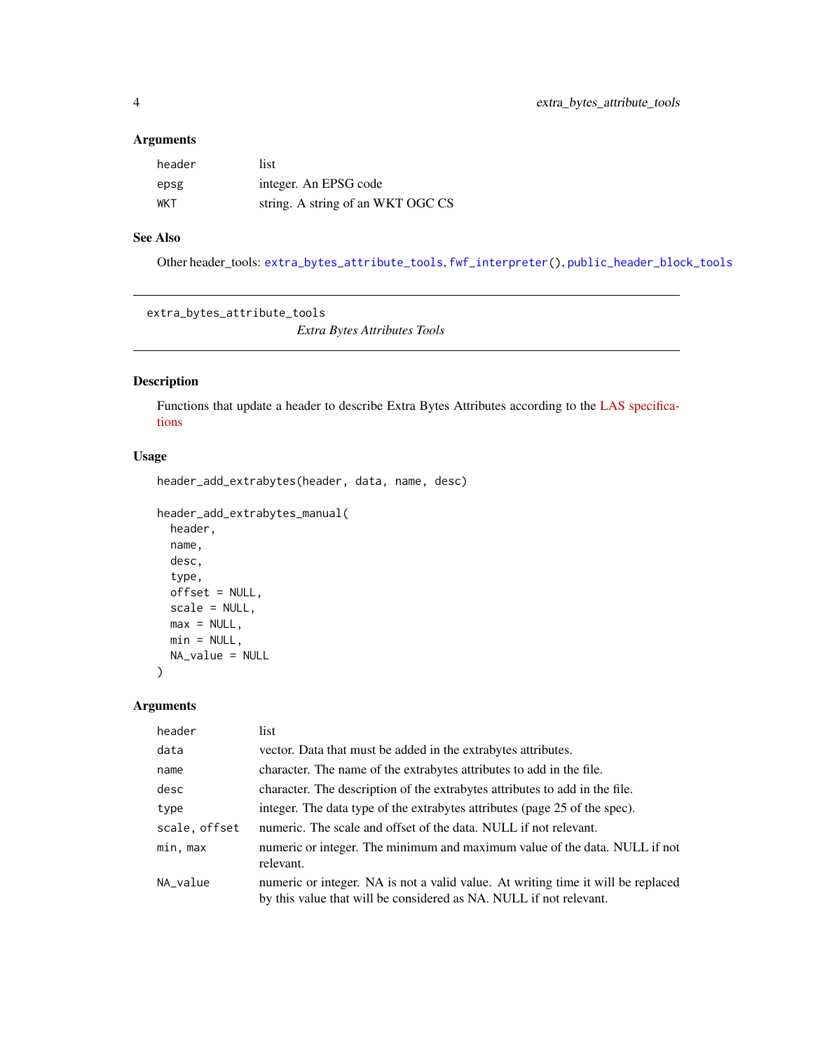### Arguments

| | |
|---|---|
| header | list |
| epsg | integer. An EPSG code |
| WKT | string. A string of an WKT OGC CS |

### See Also

Other header_tools: extra_bytes_attribute_tools, fwf_interpreter(), public_header_block_tools

---

## extra_bytes_attribute_tools

*Extra Bytes Attributes Tools*

---

### Description

Functions that update a header to describe Extra Bytes Attributes according to the LAS specifications

### Usage

```
header_add_extrabytes(header, data, name, desc)

header_add_extrabytes_manual(
  header,
  name,
  desc,
  type,
  offset = NULL,
  scale = NULL,
  max = NULL,
  min = NULL,
  NA_value = NULL
)
```

### Arguments

| | |
|---|---|
| header | list |
| data | vector. Data that must be added in the extrabytes attributes. |
| name | character. The name of the extrabytes attributes to add in the file. |
| desc | character. The description of the extrabytes attributes to add in the file. |
| type | integer. The data type of the extrabytes attributes (page 25 of the spec). |
| scale, offset | numeric. The scale and offset of the data. NULL if not relevant. |
| min, max | numeric or integer. The minimum and maximum value of the data. NULL if not relevant. |
| NA_value | numeric or integer. NA is not a valid value. At writing time it will be replaced by this value that will be considered as NA. NULL if not relevant. |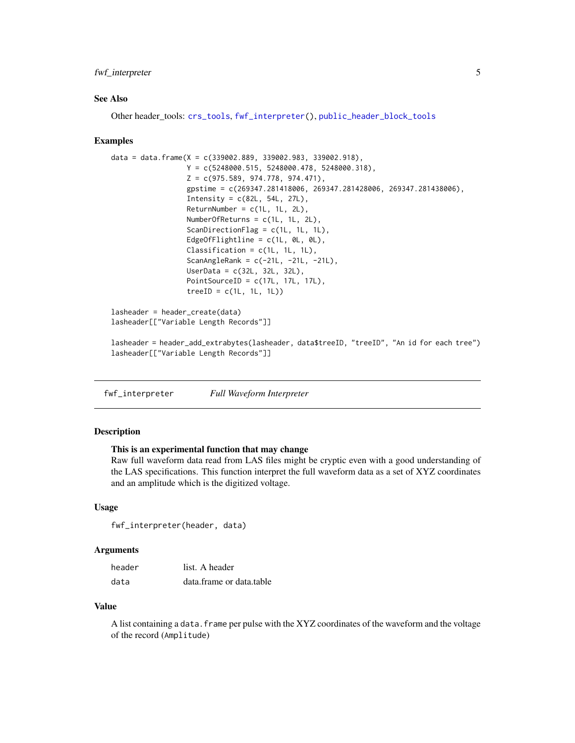### See Also

Other header_tools: crs_tools, fwf_interpreter(), public_header_block_tools

### Examples

```
data = data.frame(X = c(339002.889, 339002.983, 339002.918),
                  Y = c(5248000.515, 5248000.478, 5248000.318),
                  Z = c(975.589, 974.778, 974.471),
                  gpstime = c(269347.281418006, 269347.281428006, 269347.281438006),
                  Intensity = c(82L, 54L, 27L),
                  ReturnNumber = c(1L, 1L, 2L),
                  NumberOfReturns = c(1L, 1L, 2L),
                  ScanDirectionFlag = c(1L, 1L, 1L),
                  EdgeOfFlightline = c(1L, 0L, 0L),
                  Classification = c(1L, 1L, 1L),
                  ScanAngleRank = c(-21L, -21L, -21L),
                  UserData = c(32L, 32L, 32L),
                  PointSourceID = c(17L, 17L, 17L),
                  treeID = c(1L, 1L, 1L))

lasheader = header_create(data)
lasheader[["Variable Length Records"]]

lasheader = header_add_extrabytes(lasheader, data$treeID, "treeID", "An id for each tree")
lasheader[["Variable Length Records"]]
```

---

## fwf_interpreter — *Full Waveform Interpreter*

### Description

**This is an experimental function that may change**
Raw full waveform data read from LAS files might be cryptic even with a good understanding of the LAS specifications. This function interpret the full waveform data as a set of XYZ coordinates and an amplitude which is the digitized voltage.

### Usage

```
fwf_interpreter(header, data)
```

### Arguments

| | |
|---|---|
| header | list. A header |
| data | data.frame or data.table |

### Value

A list containing a `data.frame` per pulse with the XYZ coordinates of the waveform and the voltage of the record (`Amplitude`)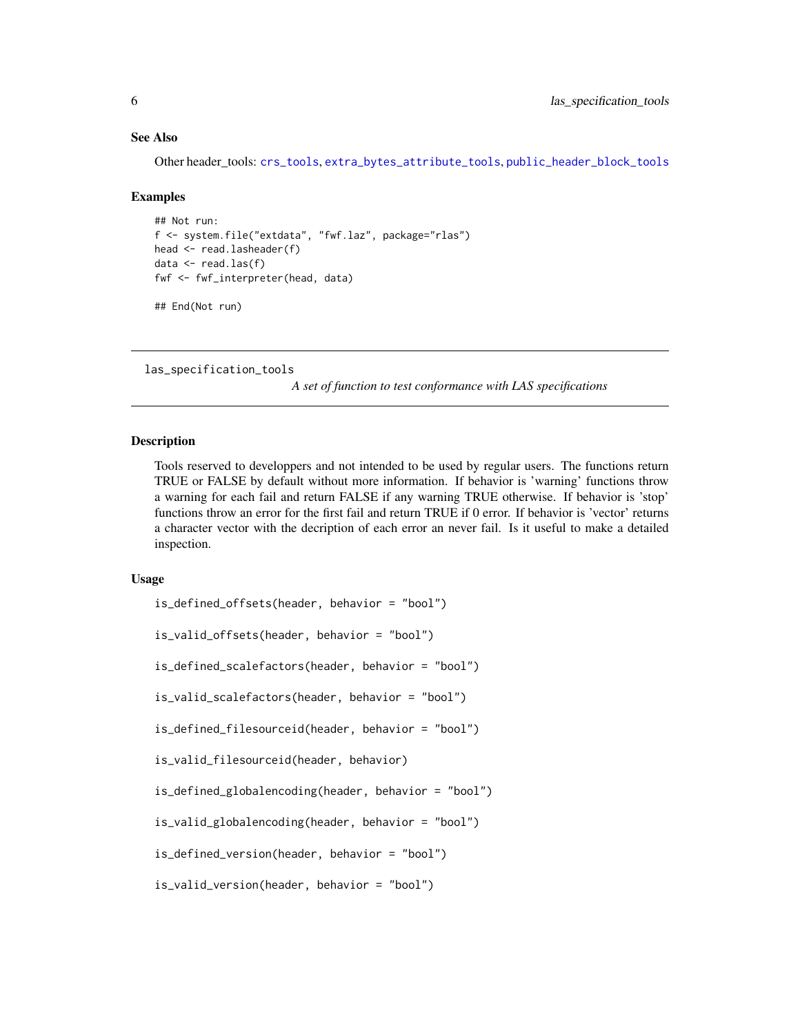### See Also

Other header_tools: crs_tools, extra_bytes_attribute_tools, public_header_block_tools

### Examples

```
## Not run:
f <- system.file("extdata", "fwf.laz", package="rlas")
head <- read.lasheader(f)
data <- read.las(f)
fwf <- fwf_interpreter(head, data)

## End(Not run)
```

---

## las_specification_tools

*A set of function to test conformance with LAS specifications*

---

### Description

Tools reserved to developpers and not intended to be used by regular users. The functions return TRUE or FALSE by default without more information. If behavior is 'warning' functions throw a warning for each fail and return FALSE if any warning TRUE otherwise. If behavior is 'stop' functions throw an error for the first fail and return TRUE if 0 error. If behavior is 'vector' returns a character vector with the decription of each error an never fail. Is it useful to make a detailed inspection.

### Usage

```
is_defined_offsets(header, behavior = "bool")

is_valid_offsets(header, behavior = "bool")

is_defined_scalefactors(header, behavior = "bool")

is_valid_scalefactors(header, behavior = "bool")

is_defined_filesourceid(header, behavior = "bool")

is_valid_filesourceid(header, behavior)

is_defined_globalencoding(header, behavior = "bool")

is_valid_globalencoding(header, behavior = "bool")

is_defined_version(header, behavior = "bool")

is_valid_version(header, behavior = "bool")
```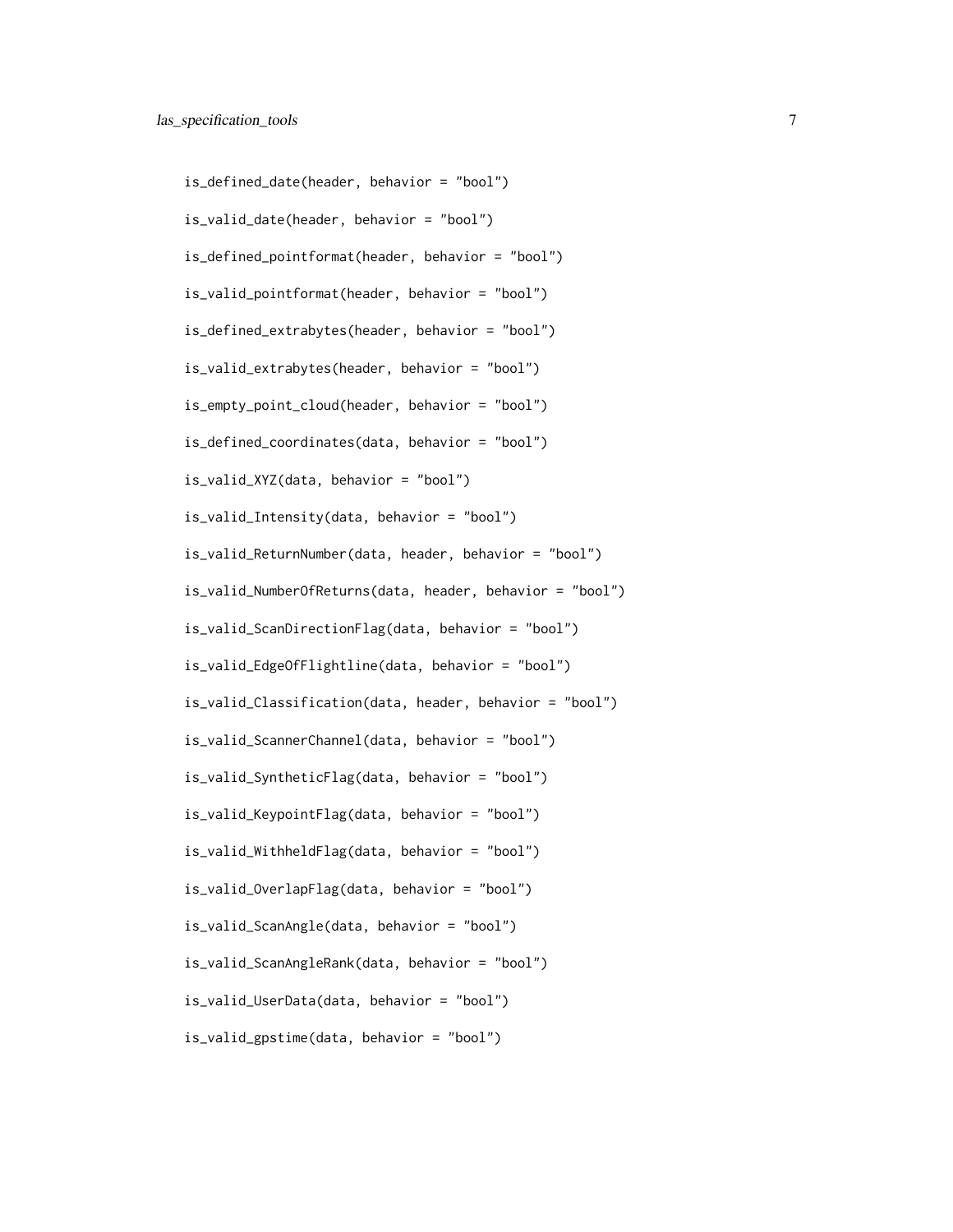```
is_defined_date(header, behavior = "bool")

is_valid_date(header, behavior = "bool")

is_defined_pointformat(header, behavior = "bool")

is_valid_pointformat(header, behavior = "bool")

is_defined_extrabytes(header, behavior = "bool")

is_valid_extrabytes(header, behavior = "bool")

is_empty_point_cloud(header, behavior = "bool")

is_defined_coordinates(data, behavior = "bool")

is_valid_XYZ(data, behavior = "bool")

is_valid_Intensity(data, behavior = "bool")

is_valid_ReturnNumber(data, header, behavior = "bool")

is_valid_NumberOfReturns(data, header, behavior = "bool")

is_valid_ScanDirectionFlag(data, behavior = "bool")

is_valid_EdgeOfFlightline(data, behavior = "bool")

is_valid_Classification(data, header, behavior = "bool")

is_valid_ScannerChannel(data, behavior = "bool")

is_valid_SyntheticFlag(data, behavior = "bool")

is_valid_KeypointFlag(data, behavior = "bool")

is_valid_WithheldFlag(data, behavior = "bool")

is_valid_OverlapFlag(data, behavior = "bool")

is_valid_ScanAngle(data, behavior = "bool")

is_valid_ScanAngleRank(data, behavior = "bool")

is_valid_UserData(data, behavior = "bool")

is_valid_gpstime(data, behavior = "bool")
```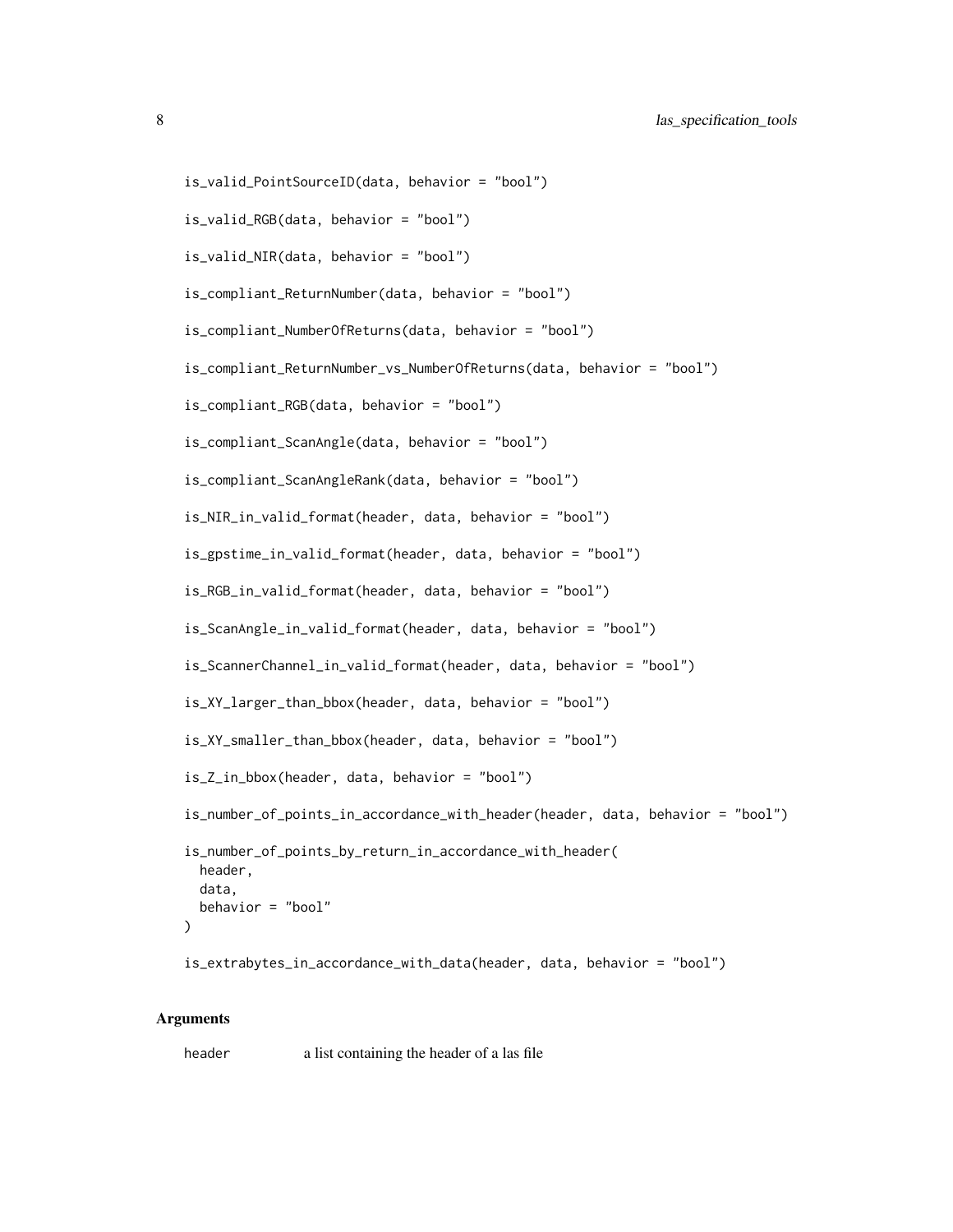```
is_valid_PointSourceID(data, behavior = "bool")

is_valid_RGB(data, behavior = "bool")

is_valid_NIR(data, behavior = "bool")

is_compliant_ReturnNumber(data, behavior = "bool")

is_compliant_NumberOfReturns(data, behavior = "bool")

is_compliant_ReturnNumber_vs_NumberOfReturns(data, behavior = "bool")

is_compliant_RGB(data, behavior = "bool")

is_compliant_ScanAngle(data, behavior = "bool")

is_compliant_ScanAngleRank(data, behavior = "bool")

is_NIR_in_valid_format(header, data, behavior = "bool")

is_gpstime_in_valid_format(header, data, behavior = "bool")

is_RGB_in_valid_format(header, data, behavior = "bool")

is_ScanAngle_in_valid_format(header, data, behavior = "bool")

is_ScannerChannel_in_valid_format(header, data, behavior = "bool")

is_XY_larger_than_bbox(header, data, behavior = "bool")

is_XY_smaller_than_bbox(header, data, behavior = "bool")

is_Z_in_bbox(header, data, behavior = "bool")

is_number_of_points_in_accordance_with_header(header, data, behavior = "bool")

is_number_of_points_by_return_in_accordance_with_header(
  header,
  data,
  behavior = "bool"
)

is_extrabytes_in_accordance_with_data(header, data, behavior = "bool")
```

### Arguments

| | |
|---|---|
| `header` | a list containing the header of a las file |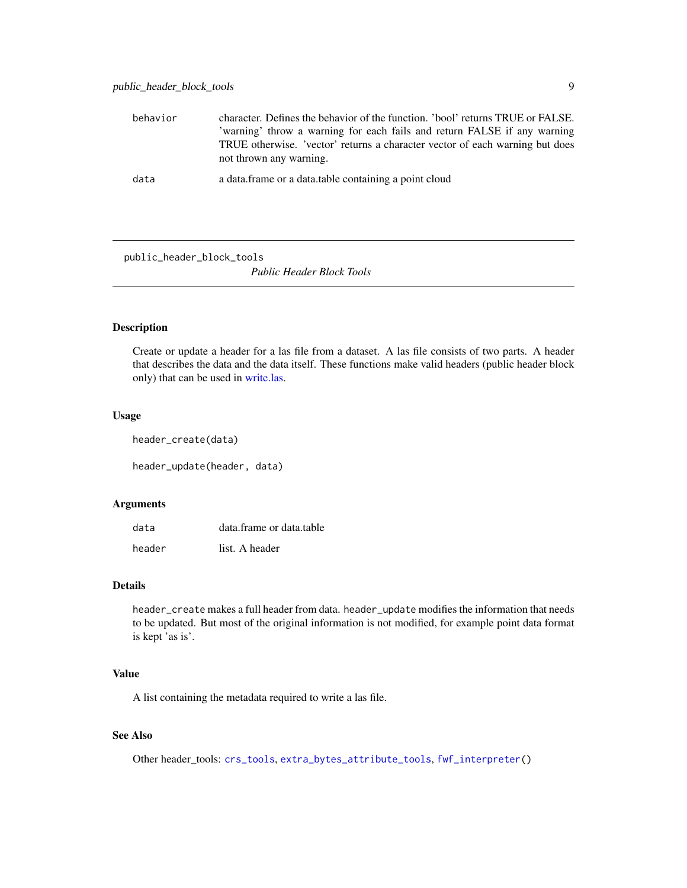| | |
|---|---|
| behavior | character. Defines the behavior of the function. 'bool' returns TRUE or FALSE. 'warning' throw a warning for each fails and return FALSE if any warning TRUE otherwise. 'vector' returns a character vector of each warning but does not thrown any warning. |
| data | a data.frame or a data.table containing a point cloud |

---

## public_header_block_tools

*Public Header Block Tools*

---

### Description

Create or update a header for a las file from a dataset. A las file consists of two parts. A header that describes the data and the data itself. These functions make valid headers (public header block only) that can be used in write.las.

### Usage

```
header_create(data)

header_update(header, data)
```

### Arguments

| | |
|---|---|
| data | data.frame or data.table |
| header | list. A header |

### Details

`header_create` makes a full header from data. `header_update` modifies the information that needs to be updated. But most of the original information is not modified, for example point data format is kept 'as is'.

### Value

A list containing the metadata required to write a las file.

### See Also

Other header_tools: `crs_tools`, `extra_bytes_attribute_tools`, `fwf_interpreter()`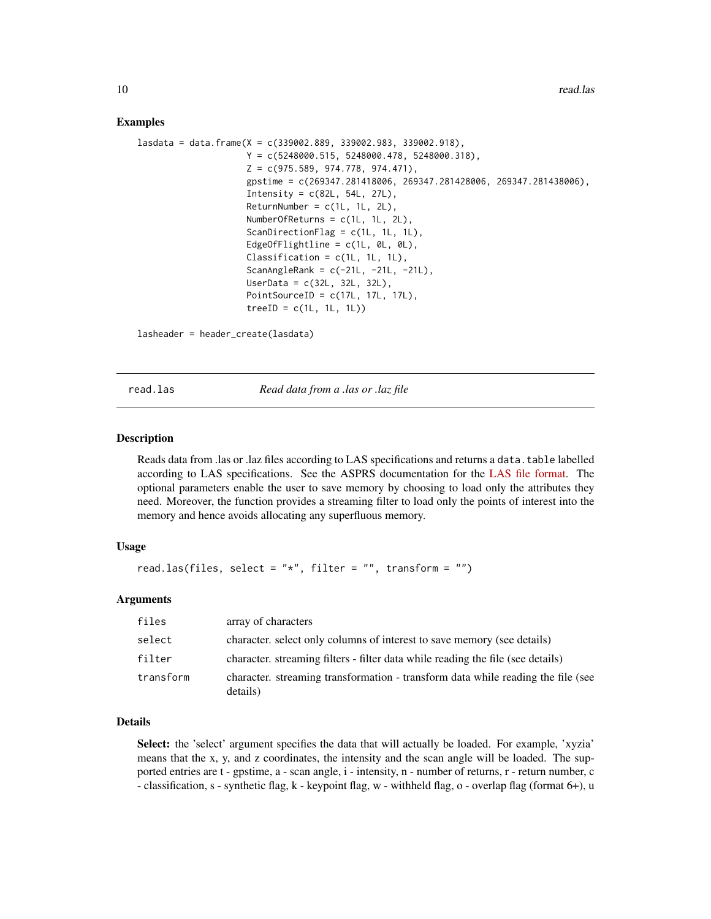## Examples

```
lasdata = data.frame(X = c(339002.889, 339002.983, 339002.918),
                     Y = c(5248000.515, 5248000.478, 5248000.318),
                     Z = c(975.589, 974.778, 974.471),
                     gpstime = c(269347.281418006, 269347.281428006, 269347.281438006),
                     Intensity = c(82L, 54L, 27L),
                     ReturnNumber = c(1L, 1L, 2L),
                     NumberOfReturns = c(1L, 1L, 2L),
                     ScanDirectionFlag = c(1L, 1L, 1L),
                     EdgeOfFlightline = c(1L, 0L, 0L),
                     Classification = c(1L, 1L, 1L),
                     ScanAngleRank = c(-21L, -21L, -21L),
                     UserData = c(32L, 32L, 32L),
                     PointSourceID = c(17L, 17L, 17L),
                     treeID = c(1L, 1L, 1L))

lasheader = header_create(lasdata)
```

---

# read.las — *Read data from a .las or .laz file*

---

## Description

Reads data from .las or .laz files according to LAS specifications and returns a `data.table` labelled according to LAS specifications. See the ASPRS documentation for the LAS file format. The optional parameters enable the user to save memory by choosing to load only the attributes they need. Moreover, the function provides a streaming filter to load only the points of interest into the memory and hence avoids allocating any superfluous memory.

## Usage

```
read.las(files, select = "*", filter = "", transform = "")
```

## Arguments

| | |
|---|---|
| `files` | array of characters |
| `select` | character. select only columns of interest to save memory (see details) |
| `filter` | character. streaming filters - filter data while reading the file (see details) |
| `transform` | character. streaming transformation - transform data while reading the file (see details) |

## Details

**Select:** the 'select' argument specifies the data that will actually be loaded. For example, 'xyzia' means that the x, y, and z coordinates, the intensity and the scan angle will be loaded. The supported entries are t - gpstime, a - scan angle, i - intensity, n - number of returns, r - return number, c - classification, s - synthetic flag, k - keypoint flag, w - withheld flag, o - overlap flag (format 6+), u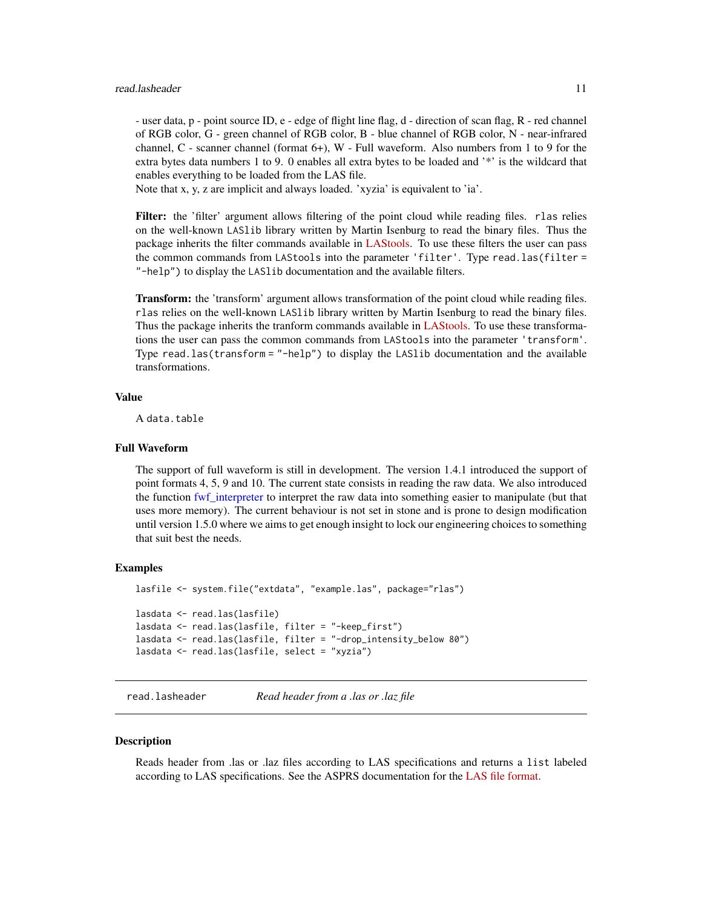- user data, p - point source ID, e - edge of flight line flag, d - direction of scan flag, R - red channel of RGB color, G - green channel of RGB color, B - blue channel of RGB color, N - near-infrared channel, C - scanner channel (format 6+), W - Full waveform. Also numbers from 1 to 9 for the extra bytes data numbers 1 to 9. 0 enables all extra bytes to be loaded and '*' is the wildcard that enables everything to be loaded from the LAS file.

Note that x, y, z are implicit and always loaded. 'xyzia' is equivalent to 'ia'.

**Filter:** the 'filter' argument allows filtering of the point cloud while reading files. `rlas` relies on the well-known `LASlib` library written by Martin Isenburg to read the binary files. Thus the package inherits the filter commands available in LAStools. To use these filters the user can pass the common commands from `LAStools` into the parameter `'filter'`. Type `read.las(filter = "-help")` to display the `LASlib` documentation and the available filters.

**Transform:** the 'transform' argument allows transformation of the point cloud while reading files. `rlas` relies on the well-known `LASlib` library written by Martin Isenburg to read the binary files. Thus the package inherits the tranform commands available in LAStools. To use these transformations the user can pass the common commands from `LAStools` into the parameter `'transform'`. Type `read.las(transform = "-help")` to display the `LASlib` documentation and the available transformations.

### Value

A `data.table`

### Full Waveform

The support of full waveform is still in development. The version 1.4.1 introduced the support of point formats 4, 5, 9 and 10. The current state consists in reading the raw data. We also introduced the function fwf_interpreter to interpret the raw data into something easier to manipulate (but that uses more memory). The current behaviour is not set in stone and is prone to design modification until version 1.5.0 where we aims to get enough insight to lock our engineering choices to something that suit best the needs.

### Examples

```
lasfile <- system.file("extdata", "example.las", package="rlas")

lasdata <- read.las(lasfile)
lasdata <- read.las(lasfile, filter = "-keep_first")
lasdata <- read.las(lasfile, filter = "-drop_intensity_below 80")
lasdata <- read.las(lasfile, select = "xyzia")
```

---

## read.lasheader    *Read header from a .las or .laz file*

### Description

Reads header from .las or .laz files according to LAS specifications and returns a `list` labeled according to LAS specifications. See the ASPRS documentation for the LAS file format.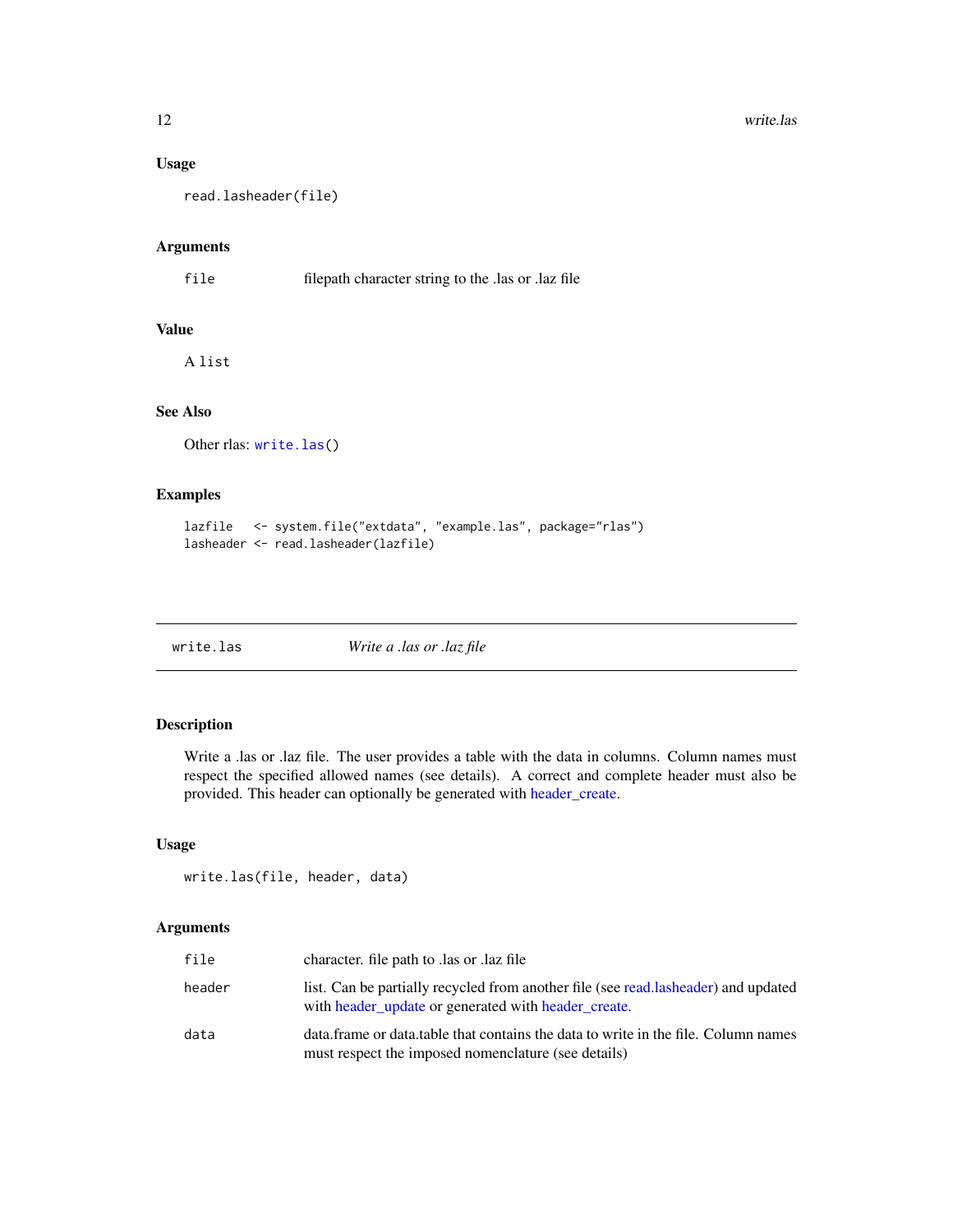### Usage

```
read.lasheader(file)
```

### Arguments

| | |
|---|---|
| `file` | filepath character string to the .las or .laz file |

### Value

A list

### See Also

Other rlas: `write.las()`

### Examples

```
lazfile   <- system.file("extdata", "example.las", package="rlas")
lasheader <- read.lasheader(lazfile)
```

---

## write.las — *Write a .las or .laz file*

### Description

Write a .las or .laz file. The user provides a table with the data in columns. Column names must respect the specified allowed names (see details). A correct and complete header must also be provided. This header can optionally be generated with header_create.

### Usage

```
write.las(file, header, data)
```

### Arguments

| | |
|---|---|
| `file` | character. file path to .las or .laz file |
| `header` | list. Can be partially recycled from another file (see read.lasheader) and updated with header_update or generated with header_create. |
| `data` | data.frame or data.table that contains the data to write in the file. Column names must respect the imposed nomenclature (see details) |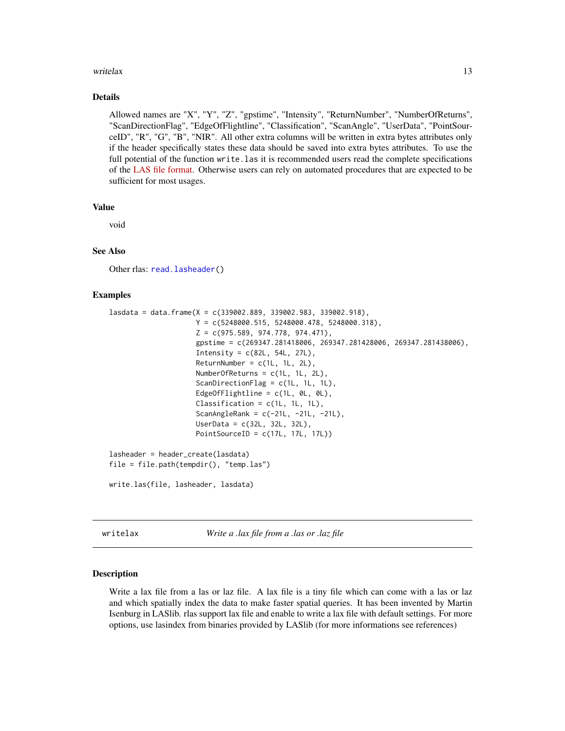### Details

Allowed names are "X", "Y", "Z", "gpstime", "Intensity", "ReturnNumber", "NumberOfReturns", "ScanDirectionFlag", "EdgeOfFlightline", "Classification", "ScanAngle", "UserData", "PointSourceID", "R", "G", "B", "NIR". All other extra columns will be written in extra bytes attributes only if the header specifically states these data should be saved into extra bytes attributes. To use the full potential of the function `write.las` it is recommended users read the complete specifications of the LAS file format. Otherwise users can rely on automated procedures that are expected to be sufficient for most usages.

### Value

void

### See Also

Other rlas: `read.lasheader()`

### Examples

```
lasdata = data.frame(X = c(339002.889, 339002.983, 339002.918),
                     Y = c(5248000.515, 5248000.478, 5248000.318),
                     Z = c(975.589, 974.778, 974.471),
                     gpstime = c(269347.281418006, 269347.281428006, 269347.281438006),
                     Intensity = c(82L, 54L, 27L),
                     ReturnNumber = c(1L, 1L, 2L),
                     NumberOfReturns = c(1L, 1L, 2L),
                     ScanDirectionFlag = c(1L, 1L, 1L),
                     EdgeOfFlightline = c(1L, 0L, 0L),
                     Classification = c(1L, 1L, 1L),
                     ScanAngleRank = c(-21L, -21L, -21L),
                     UserData = c(32L, 32L, 32L),
                     PointSourceID = c(17L, 17L, 17L))

lasheader = header_create(lasdata)
file = file.path(tempdir(), "temp.las")

write.las(file, lasheader, lasdata)
```

---

## writelax — *Write a .lax file from a .las or .laz file*

### Description

Write a lax file from a las or laz file. A lax file is a tiny file which can come with a las or laz and which spatially index the data to make faster spatial queries. It has been invented by Martin Isenburg in LASlib. rlas support lax file and enable to write a lax file with default settings. For more options, use lasindex from binaries provided by LASlib (for more informations see references)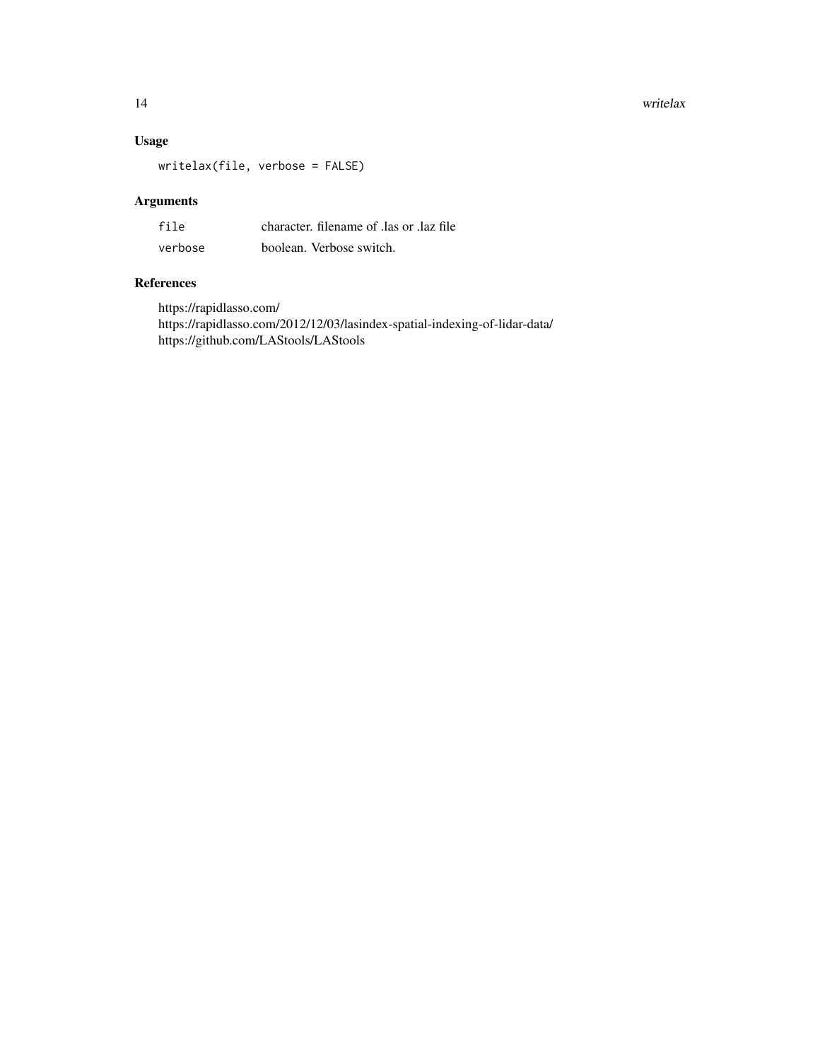### Usage

```
writelax(file, verbose = FALSE)
```

### Arguments

| | |
|---|---|
| `file` | character. filename of .las or .laz file |
| `verbose` | boolean. Verbose switch. |

### References

https://rapidlasso.com/
https://rapidlasso.com/2012/12/03/lasindex-spatial-indexing-of-lidar-data/
https://github.com/LAStools/LAStools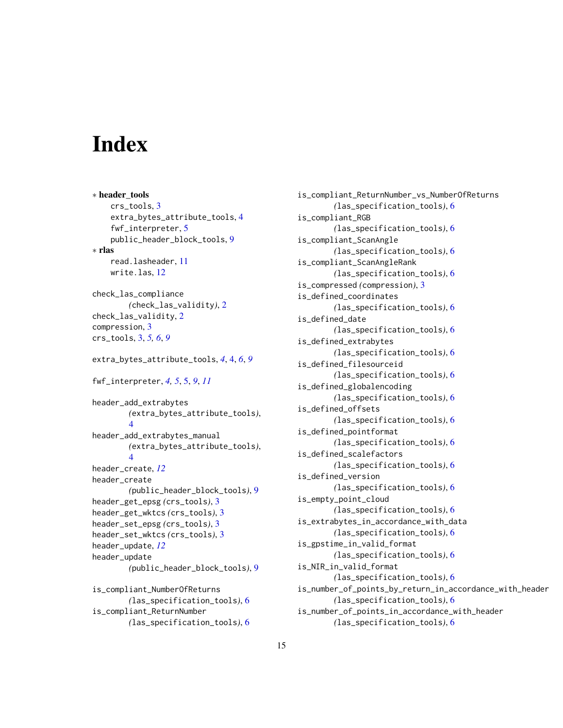# Index

∗ **header_tools**
- crs_tools, 3
- extra_bytes_attribute_tools, 4
- fwf_interpreter, 5
- public_header_block_tools, 9

∗ **rlas**
- read.lasheader, 11
- write.las, 12

check_las_compliance *(*check_las_validity*)*, 2
check_las_validity, 2
compression, 3
crs_tools, 3, *5, 6*, *9*

extra_bytes_attribute_tools, *4*, 4, *6*, *9*

fwf_interpreter, *4, 5*, 5, *9*, *11*

header_add_extrabytes *(*extra_bytes_attribute_tools*)*, 4
header_add_extrabytes_manual *(*extra_bytes_attribute_tools*)*, 4
header_create, *12*
header_create *(*public_header_block_tools*)*, 9
header_get_epsg *(*crs_tools*)*, 3
header_get_wktcs *(*crs_tools*)*, 3
header_set_epsg *(*crs_tools*)*, 3
header_set_wktcs *(*crs_tools*)*, 3
header_update, *12*
header_update *(*public_header_block_tools*)*, 9

is_compliant_NumberOfReturns *(*las_specification_tools*)*, 6
is_compliant_ReturnNumber *(*las_specification_tools*)*, 6
is_compliant_ReturnNumber_vs_NumberOfReturns *(*las_specification_tools*)*, 6
is_compliant_RGB *(*las_specification_tools*)*, 6
is_compliant_ScanAngle *(*las_specification_tools*)*, 6
is_compliant_ScanAngleRank *(*las_specification_tools*)*, 6
is_compressed *(*compression*)*, 3
is_defined_coordinates *(*las_specification_tools*)*, 6
is_defined_date *(*las_specification_tools*)*, 6
is_defined_extrabytes *(*las_specification_tools*)*, 6
is_defined_filesourceid *(*las_specification_tools*)*, 6
is_defined_globalencoding *(*las_specification_tools*)*, 6
is_defined_offsets *(*las_specification_tools*)*, 6
is_defined_pointformat *(*las_specification_tools*)*, 6
is_defined_scalefactors *(*las_specification_tools*)*, 6
is_defined_version *(*las_specification_tools*)*, 6
is_empty_point_cloud *(*las_specification_tools*)*, 6
is_extrabytes_in_accordance_with_data *(*las_specification_tools*)*, 6
is_gpstime_in_valid_format *(*las_specification_tools*)*, 6
is_NIR_in_valid_format *(*las_specification_tools*)*, 6
is_number_of_points_by_return_in_accordance_with_header *(*las_specification_tools*)*, 6
is_number_of_points_in_accordance_with_header *(*las_specification_tools*)*, 6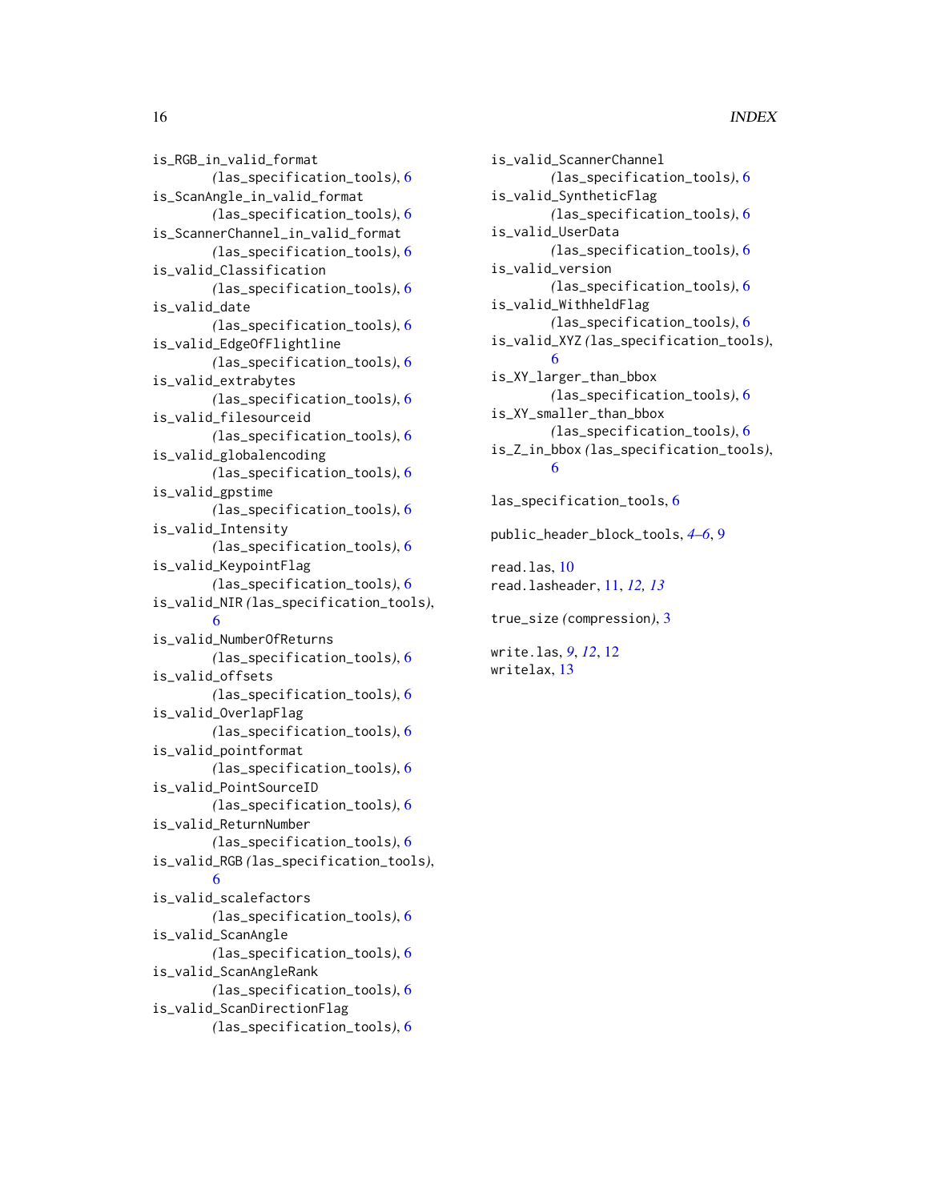is_RGB_in_valid_format (las_specification_tools), 6
is_ScanAngle_in_valid_format (las_specification_tools), 6
is_ScannerChannel_in_valid_format (las_specification_tools), 6
is_valid_Classification (las_specification_tools), 6
is_valid_date (las_specification_tools), 6
is_valid_EdgeOfFlightline (las_specification_tools), 6
is_valid_extrabytes (las_specification_tools), 6
is_valid_filesourceid (las_specification_tools), 6
is_valid_globalencoding (las_specification_tools), 6
is_valid_gpstime (las_specification_tools), 6
is_valid_Intensity (las_specification_tools), 6
is_valid_KeypointFlag (las_specification_tools), 6
is_valid_NIR (las_specification_tools), 6
is_valid_NumberOfReturns (las_specification_tools), 6
is_valid_offsets (las_specification_tools), 6
is_valid_OverlapFlag (las_specification_tools), 6
is_valid_pointformat (las_specification_tools), 6
is_valid_PointSourceID (las_specification_tools), 6
is_valid_ReturnNumber (las_specification_tools), 6
is_valid_RGB (las_specification_tools), 6
is_valid_scalefactors (las_specification_tools), 6
is_valid_ScanAngle (las_specification_tools), 6
is_valid_ScanAngleRank (las_specification_tools), 6
is_valid_ScanDirectionFlag (las_specification_tools), 6
is_valid_ScannerChannel (las_specification_tools), 6
is_valid_SyntheticFlag (las_specification_tools), 6
is_valid_UserData (las_specification_tools), 6
is_valid_version (las_specification_tools), 6
is_valid_WithheldFlag (las_specification_tools), 6
is_valid_XYZ (las_specification_tools), 6
is_XY_larger_than_bbox (las_specification_tools), 6
is_XY_smaller_than_bbox (las_specification_tools), 6
is_Z_in_bbox (las_specification_tools), 6

las_specification_tools, 6

public_header_block_tools, *4–6*, 9

read.las, 10
read.lasheader, 11, *12, 13*

true_size (compression), 3

write.las, *9*, *12*, 12
writelax, 13